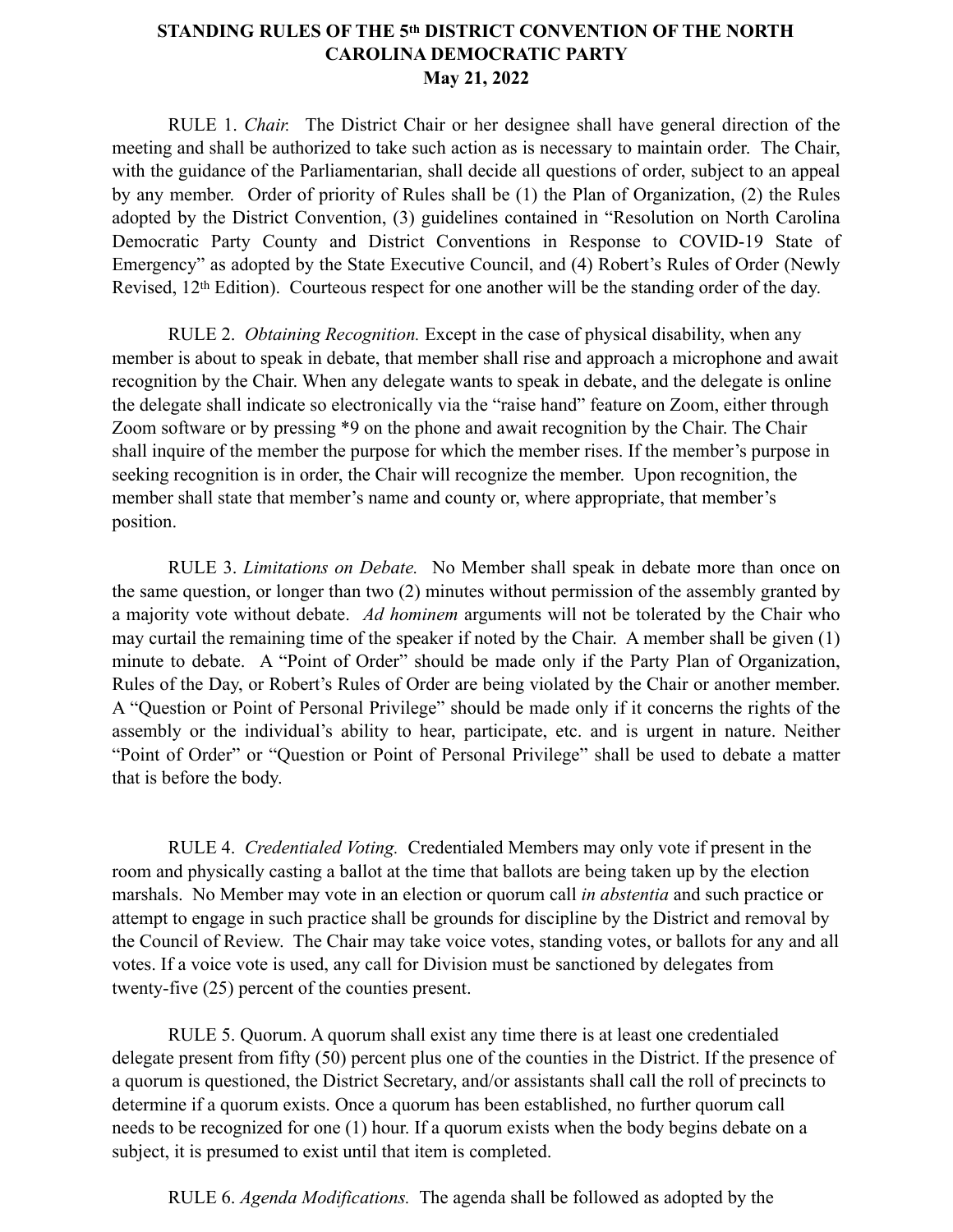**STANDING RULES OF THE 5th DISTRICT CONVENTION OF THE NORTH CAROLINA DEMOCRATIC PARTY**
**May 21, 2022**

RULE 1. *Chair.* The District Chair or her designee shall have general direction of the meeting and shall be authorized to take such action as is necessary to maintain order. The Chair, with the guidance of the Parliamentarian, shall decide all questions of order, subject to an appeal by any member. Order of priority of Rules shall be (1) the Plan of Organization, (2) the Rules adopted by the District Convention, (3) guidelines contained in "Resolution on North Carolina Democratic Party County and District Conventions in Response to COVID-19 State of Emergency" as adopted by the State Executive Council, and (4) Robert's Rules of Order (Newly Revised, 12th Edition). Courteous respect for one another will be the standing order of the day.

RULE 2. *Obtaining Recognition.* Except in the case of physical disability, when any member is about to speak in debate, that member shall rise and approach a microphone and await recognition by the Chair. When any delegate wants to speak in debate, and the delegate is online the delegate shall indicate so electronically via the "raise hand" feature on Zoom, either through Zoom software or by pressing *9 on the phone and await recognition by the Chair. The Chair shall inquire of the member the purpose for which the member rises. If the member's purpose in seeking recognition is in order, the Chair will recognize the member. Upon recognition, the member shall state that member's name and county or, where appropriate, that member's position.

RULE 3. *Limitations on Debate.* No Member shall speak in debate more than once on the same question, or longer than two (2) minutes without permission of the assembly granted by a majority vote without debate. *Ad hominem* arguments will not be tolerated by the Chair who may curtail the remaining time of the speaker if noted by the Chair. A member shall be given (1) minute to debate. A "Point of Order" should be made only if the Party Plan of Organization, Rules of the Day, or Robert's Rules of Order are being violated by the Chair or another member. A "Question or Point of Personal Privilege" should be made only if it concerns the rights of the assembly or the individual's ability to hear, participate, etc. and is urgent in nature. Neither "Point of Order" or "Question or Point of Personal Privilege" shall be used to debate a matter that is before the body.

RULE 4. *Credentialed Voting.* Credentialed Members may only vote if present in the room and physically casting a ballot at the time that ballots are being taken up by the election marshals. No Member may vote in an election or quorum call *in abstentia* and such practice or attempt to engage in such practice shall be grounds for discipline by the District and removal by the Council of Review. The Chair may take voice votes, standing votes, or ballots for any and all votes. If a voice vote is used, any call for Division must be sanctioned by delegates from twenty-five (25) percent of the counties present.

RULE 5. Quorum. A quorum shall exist any time there is at least one credentialed delegate present from fifty (50) percent plus one of the counties in the District. If the presence of a quorum is questioned, the District Secretary, and/or assistants shall call the roll of precincts to determine if a quorum exists. Once a quorum has been established, no further quorum call needs to be recognized for one (1) hour. If a quorum exists when the body begins debate on a subject, it is presumed to exist until that item is completed.

RULE 6. *Agenda Modifications.* The agenda shall be followed as adopted by the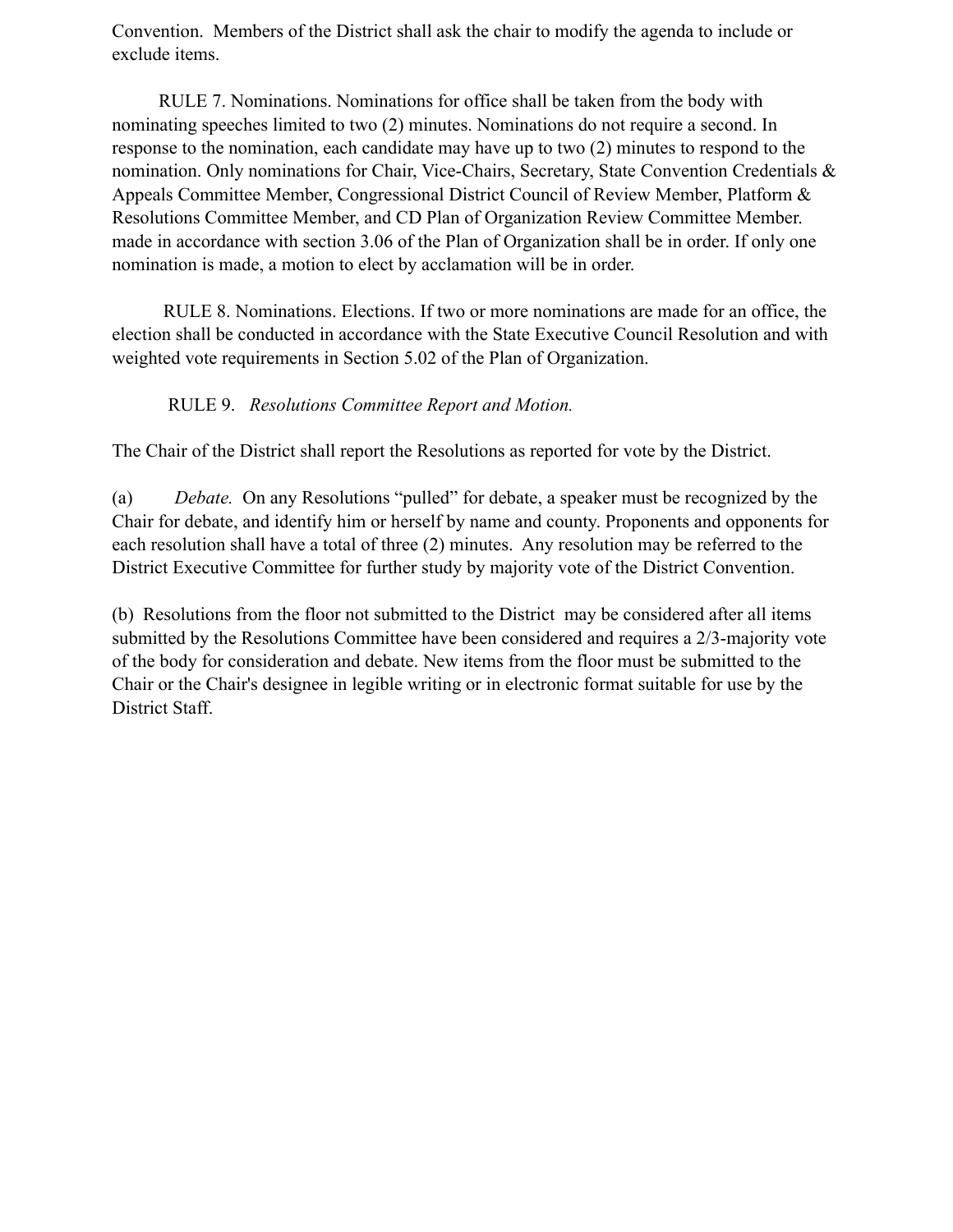Convention. Members of the District shall ask the chair to modify the agenda to include or exclude items.

RULE 7. Nominations. Nominations for office shall be taken from the body with nominating speeches limited to two (2) minutes. Nominations do not require a second. In response to the nomination, each candidate may have up to two (2) minutes to respond to the nomination. Only nominations for Chair, Vice-Chairs, Secretary, State Convention Credentials & Appeals Committee Member, Congressional District Council of Review Member, Platform & Resolutions Committee Member, and CD Plan of Organization Review Committee Member. made in accordance with section 3.06 of the Plan of Organization shall be in order. If only one nomination is made, a motion to elect by acclamation will be in order.

RULE 8. Nominations. Elections. If two or more nominations are made for an office, the election shall be conducted in accordance with the State Executive Council Resolution and with weighted vote requirements in Section 5.02 of the Plan of Organization.

RULE 9. *Resolutions Committee Report and Motion.*

The Chair of the District shall report the Resolutions as reported for vote by the District.

(a) *Debate.* On any Resolutions "pulled" for debate, a speaker must be recognized by the Chair for debate, and identify him or herself by name and county. Proponents and opponents for each resolution shall have a total of three (2) minutes. Any resolution may be referred to the District Executive Committee for further study by majority vote of the District Convention.

(b) Resolutions from the floor not submitted to the District may be considered after all items submitted by the Resolutions Committee have been considered and requires a 2/3-majority vote of the body for consideration and debate. New items from the floor must be submitted to the Chair or the Chair's designee in legible writing or in electronic format suitable for use by the District Staff.